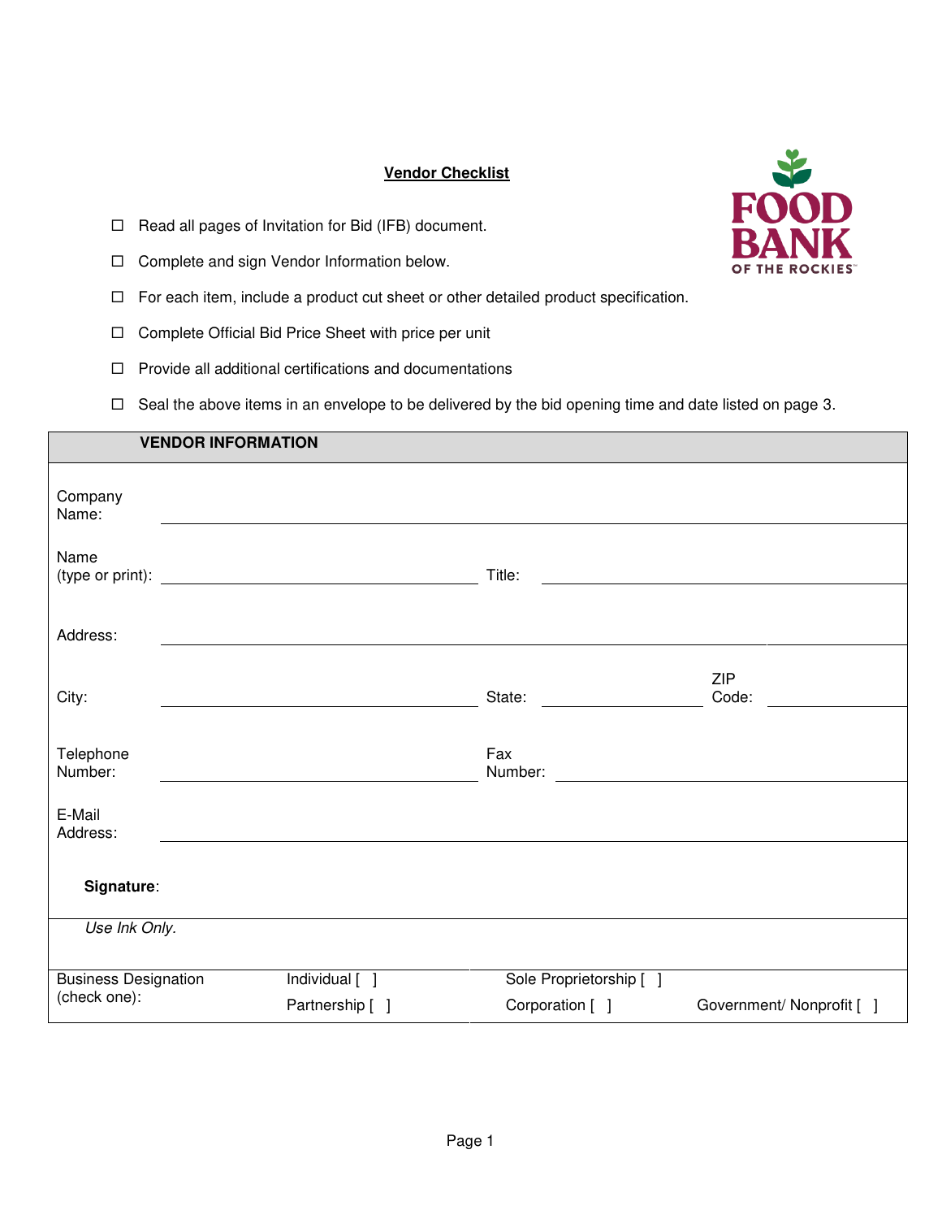## Vendor Checklist

- ☐ Read all pages of Invitation for Bid (IFB) document.
- ☐ Complete and sign Vendor Information below.
- ☐ For each item, include a product cut sheet or other detailed product specification.
- ☐ Complete Official Bid Price Sheet with price per unit
- ☐ Provide all additional certifications and documentations
- ☐ Seal the above items in an envelope to be delivered by the bid opening time and date listed on page 3.

| **VENDOR INFORMATION** | | | | | |
|---|---|---|---|---|---|
| Company Name: | | | | | |
| Name (type or print): | | Title: | | | |
| Address: | | | | | |
| City: | | State: | | ZIP Code: | |
| Telephone Number: | | Fax Number: | | | |
| E-Mail Address: | | | | | |
| **Signature**: | | | | | |
| *Use Ink Only.* | | | | | |
| Business Designation (check one): | Individual [ ] | Sole Proprietorship [ ] | | | |
| | Partnership [ ] | Corporation [ ] | Government/ Nonprofit [ ] | | |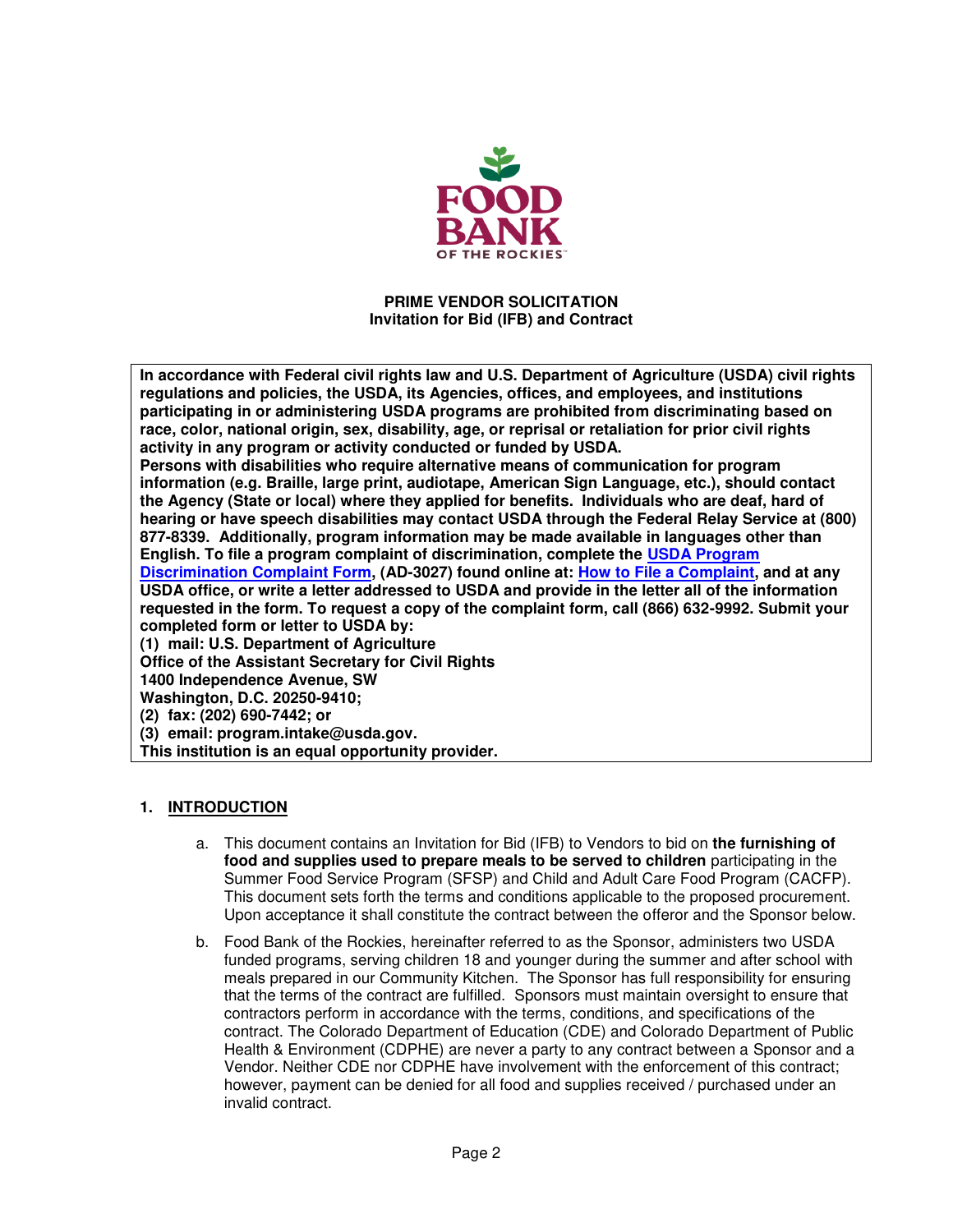**PRIME VENDOR SOLICITATION**
**Invitation for Bid (IFB) and Contract**

**In accordance with Federal civil rights law and U.S. Department of Agriculture (USDA) civil rights regulations and policies, the USDA, its Agencies, offices, and employees, and institutions participating in or administering USDA programs are prohibited from discriminating based on race, color, national origin, sex, disability, age, or reprisal or retaliation for prior civil rights activity in any program or activity conducted or funded by USDA.**
**Persons with disabilities who require alternative means of communication for program information (e.g. Braille, large print, audiotape, American Sign Language, etc.), should contact the Agency (State or local) where they applied for benefits. Individuals who are deaf, hard of hearing or have speech disabilities may contact USDA through the Federal Relay Service at (800) 877-8339. Additionally, program information may be made available in languages other than English. To file a program complaint of discrimination, complete the USDA Program Discrimination Complaint Form, (AD-3027) found online at: How to File a Complaint, and at any USDA office, or write a letter addressed to USDA and provide in the letter all of the information requested in the form. To request a copy of the complaint form, call (866) 632-9992. Submit your completed form or letter to USDA by:**
**(1) mail: U.S. Department of Agriculture**
**Office of the Assistant Secretary for Civil Rights**
**1400 Independence Avenue, SW**
**Washington, D.C. 20250-9410;**
**(2) fax: (202) 690-7442; or**
**(3) email: program.intake@usda.gov.**
**This institution is an equal opportunity provider.**

## 1. INTRODUCTION

a. This document contains an Invitation for Bid (IFB) to Vendors to bid on **the furnishing of food and supplies used to prepare meals to be served to children** participating in the Summer Food Service Program (SFSP) and Child and Adult Care Food Program (CACFP). This document sets forth the terms and conditions applicable to the proposed procurement. Upon acceptance it shall constitute the contract between the offeror and the Sponsor below.

b. Food Bank of the Rockies, hereinafter referred to as the Sponsor, administers two USDA funded programs, serving children 18 and younger during the summer and after school with meals prepared in our Community Kitchen. The Sponsor has full responsibility for ensuring that the terms of the contract are fulfilled. Sponsors must maintain oversight to ensure that contractors perform in accordance with the terms, conditions, and specifications of the contract. The Colorado Department of Education (CDE) and Colorado Department of Public Health & Environment (CDPHE) are never a party to any contract between a Sponsor and a Vendor. Neither CDE nor CDPHE have involvement with the enforcement of this contract; however, payment can be denied for all food and supplies received / purchased under an invalid contract.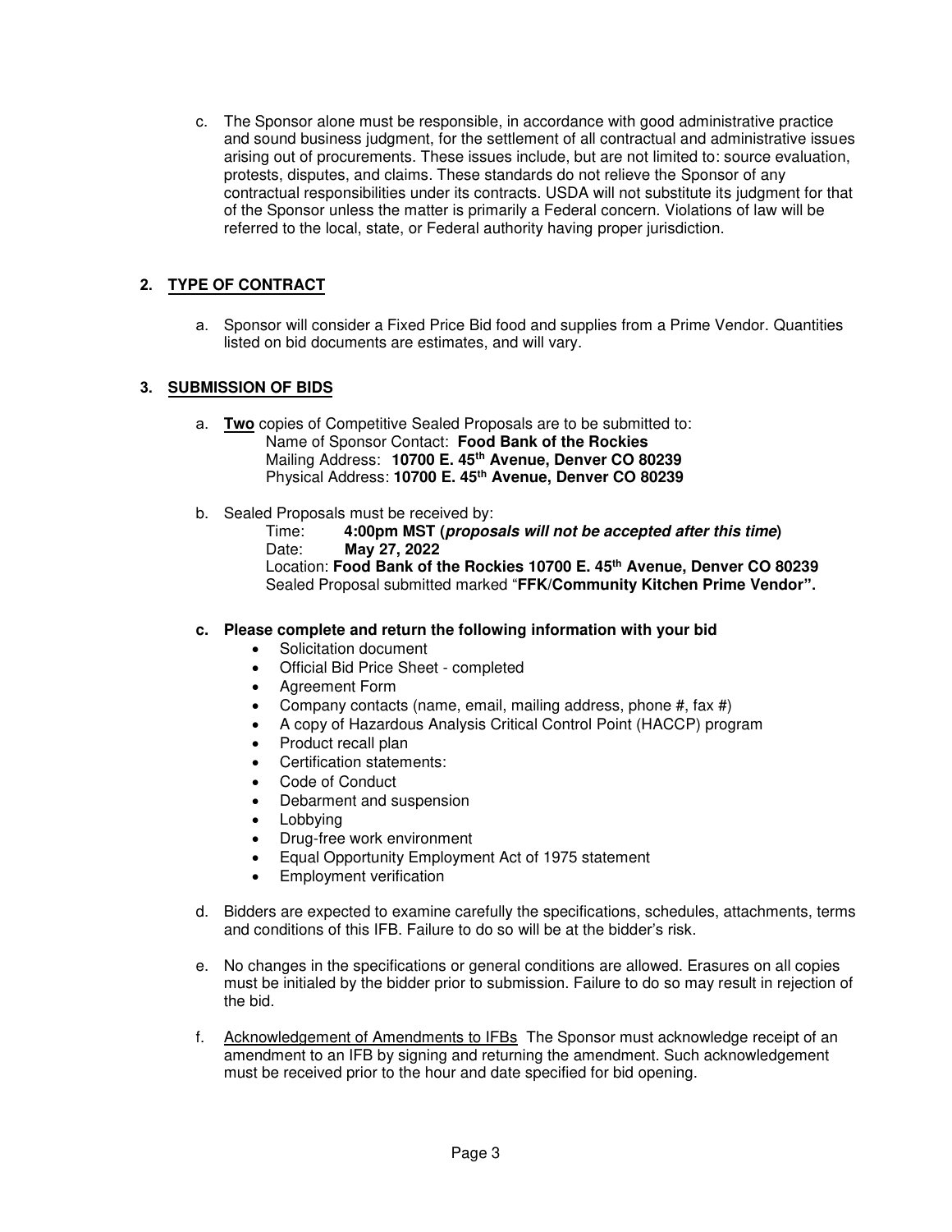c. The Sponsor alone must be responsible, in accordance with good administrative practice and sound business judgment, for the settlement of all contractual and administrative issues arising out of procurements. These issues include, but are not limited to: source evaluation, protests, disputes, and claims. These standards do not relieve the Sponsor of any contractual responsibilities under its contracts. USDA will not substitute its judgment for that of the Sponsor unless the matter is primarily a Federal concern. Violations of law will be referred to the local, state, or Federal authority having proper jurisdiction.

## 2. <u>TYPE OF CONTRACT</u>

a. Sponsor will consider a Fixed Price Bid food and supplies from a Prime Vendor. Quantities listed on bid documents are estimates, and will vary.

## 3. <u>SUBMISSION OF BIDS</u>

a. <u>**Two**</u> copies of Competitive Sealed Proposals are to be submitted to:
   Name of Sponsor Contact: **Food Bank of the Rockies**
   Mailing Address: **10700 E. 45th Avenue, Denver CO 80239**
   Physical Address: **10700 E. 45th Avenue, Denver CO 80239**

b. Sealed Proposals must be received by:
   Time: **4:00pm MST (*proposals will not be accepted after this time*)**
   Date: **May 27, 2022**
   Location: **Food Bank of the Rockies 10700 E. 45th Avenue, Denver CO 80239**
   Sealed Proposal submitted marked "**FFK/Community Kitchen Prime Vendor".**

**c. Please complete and return the following information with your bid**

- Solicitation document
- Official Bid Price Sheet - completed
- Agreement Form
- Company contacts (name, email, mailing address, phone #, fax #)
- A copy of Hazardous Analysis Critical Control Point (HACCP) program
- Product recall plan
- Certification statements:
- Code of Conduct
- Debarment and suspension
- Lobbying
- Drug-free work environment
- Equal Opportunity Employment Act of 1975 statement
- Employment verification

d. Bidders are expected to examine carefully the specifications, schedules, attachments, terms and conditions of this IFB. Failure to do so will be at the bidder's risk.

e. No changes in the specifications or general conditions are allowed. Erasures on all copies must be initialed by the bidder prior to submission. Failure to do so may result in rejection of the bid.

f. <u>Acknowledgement of Amendments to IFBs</u> The Sponsor must acknowledge receipt of an amendment to an IFB by signing and returning the amendment. Such acknowledgement must be received prior to the hour and date specified for bid opening.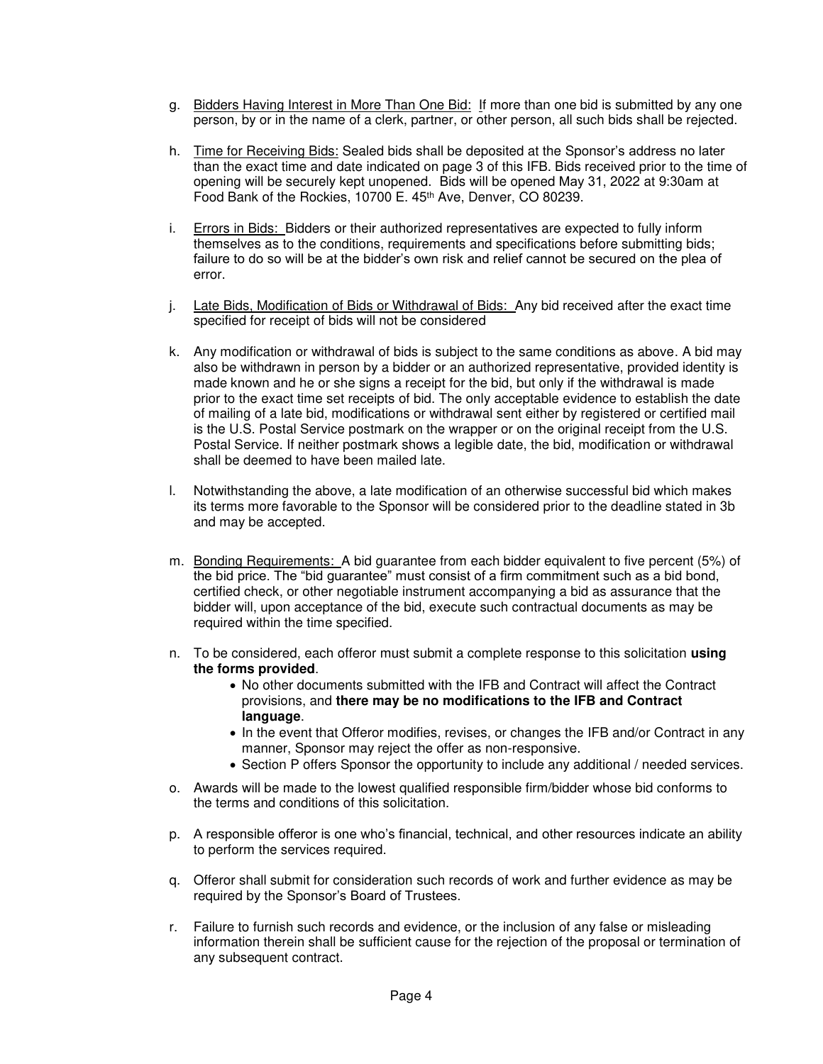g. Bidders Having Interest in More Than One Bid: If more than one bid is submitted by any one person, by or in the name of a clerk, partner, or other person, all such bids shall be rejected.

h. Time for Receiving Bids: Sealed bids shall be deposited at the Sponsor's address no later than the exact time and date indicated on page 3 of this IFB. Bids received prior to the time of opening will be securely kept unopened. Bids will be opened May 31, 2022 at 9:30am at Food Bank of the Rockies, 10700 E. 45th Ave, Denver, CO 80239.

i. Errors in Bids: Bidders or their authorized representatives are expected to fully inform themselves as to the conditions, requirements and specifications before submitting bids; failure to do so will be at the bidder's own risk and relief cannot be secured on the plea of error.

j. Late Bids, Modification of Bids or Withdrawal of Bids: Any bid received after the exact time specified for receipt of bids will not be considered

k. Any modification or withdrawal of bids is subject to the same conditions as above. A bid may also be withdrawn in person by a bidder or an authorized representative, provided identity is made known and he or she signs a receipt for the bid, but only if the withdrawal is made prior to the exact time set receipts of bid. The only acceptable evidence to establish the date of mailing of a late bid, modifications or withdrawal sent either by registered or certified mail is the U.S. Postal Service postmark on the wrapper or on the original receipt from the U.S. Postal Service. If neither postmark shows a legible date, the bid, modification or withdrawal shall be deemed to have been mailed late.

l. Notwithstanding the above, a late modification of an otherwise successful bid which makes its terms more favorable to the Sponsor will be considered prior to the deadline stated in 3b and may be accepted.

m. Bonding Requirements: A bid guarantee from each bidder equivalent to five percent (5%) of the bid price. The "bid guarantee" must consist of a firm commitment such as a bid bond, certified check, or other negotiable instrument accompanying a bid as assurance that the bidder will, upon acceptance of the bid, execute such contractual documents as may be required within the time specified.

n. To be considered, each offeror must submit a complete response to this solicitation **using the forms provided**.
   - No other documents submitted with the IFB and Contract will affect the Contract provisions, and **there may be no modifications to the IFB and Contract language**.
   - In the event that Offeror modifies, revises, or changes the IFB and/or Contract in any manner, Sponsor may reject the offer as non-responsive.
   - Section P offers Sponsor the opportunity to include any additional / needed services.

o. Awards will be made to the lowest qualified responsible firm/bidder whose bid conforms to the terms and conditions of this solicitation.

p. A responsible offeror is one who's financial, technical, and other resources indicate an ability to perform the services required.

q. Offeror shall submit for consideration such records of work and further evidence as may be required by the Sponsor's Board of Trustees.

r. Failure to furnish such records and evidence, or the inclusion of any false or misleading information therein shall be sufficient cause for the rejection of the proposal or termination of any subsequent contract.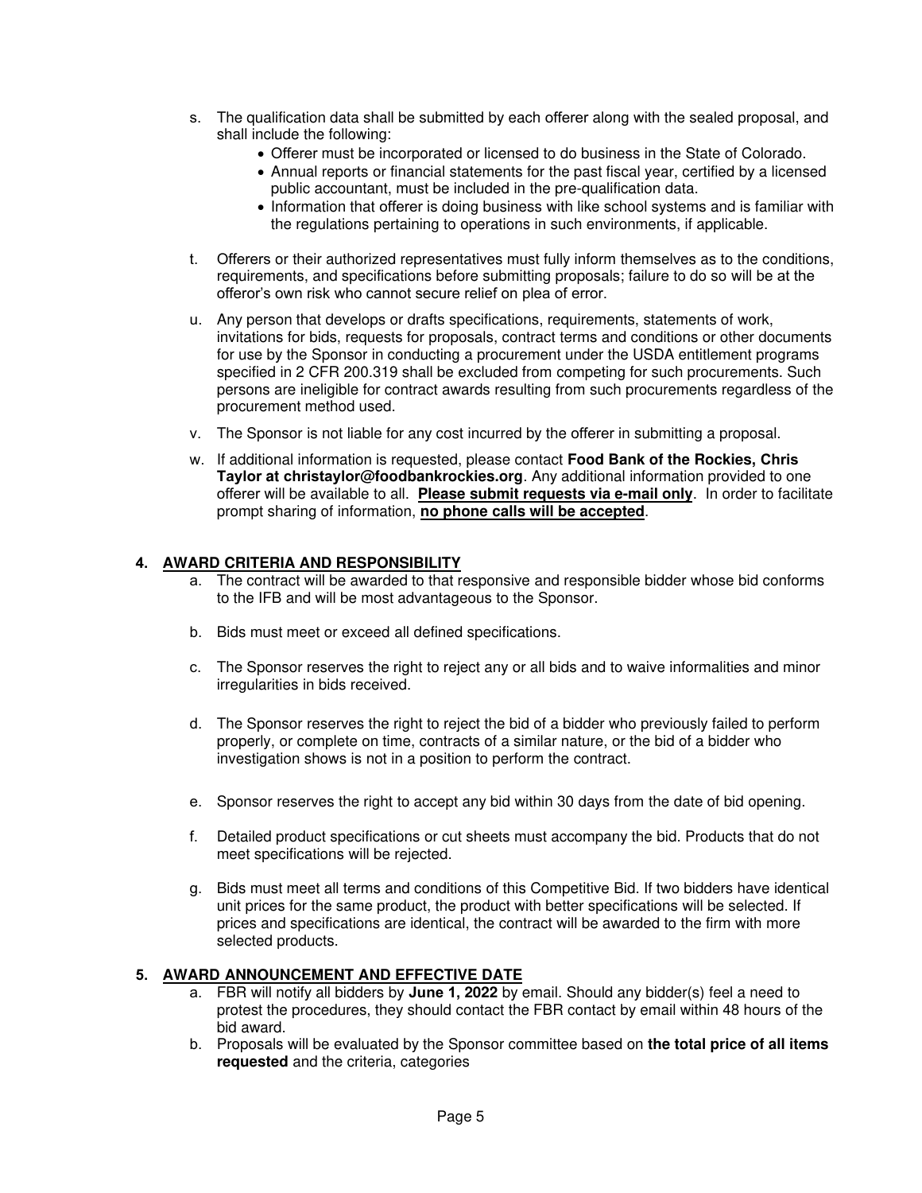s. The qualification data shall be submitted by each offerer along with the sealed proposal, and shall include the following:
   - Offerer must be incorporated or licensed to do business in the State of Colorado.
   - Annual reports or financial statements for the past fiscal year, certified by a licensed public accountant, must be included in the pre-qualification data.
   - Information that offerer is doing business with like school systems and is familiar with the regulations pertaining to operations in such environments, if applicable.

t. Offerers or their authorized representatives must fully inform themselves as to the conditions, requirements, and specifications before submitting proposals; failure to do so will be at the offeror's own risk who cannot secure relief on plea of error.

u. Any person that develops or drafts specifications, requirements, statements of work, invitations for bids, requests for proposals, contract terms and conditions or other documents for use by the Sponsor in conducting a procurement under the USDA entitlement programs specified in 2 CFR 200.319 shall be excluded from competing for such procurements. Such persons are ineligible for contract awards resulting from such procurements regardless of the procurement method used.

v. The Sponsor is not liable for any cost incurred by the offerer in submitting a proposal.

w. If additional information is requested, please contact **Food Bank of the Rockies, Chris Taylor at christaylor@foodbankrockies.org**. Any additional information provided to one offerer will be available to all. **<u>Please submit requests via e-mail only</u>**. In order to facilitate prompt sharing of information, **<u>no phone calls will be accepted</u>**.

## 4. <u>AWARD CRITERIA AND RESPONSIBILITY</u>

a. The contract will be awarded to that responsive and responsible bidder whose bid conforms to the IFB and will be most advantageous to the Sponsor.

b. Bids must meet or exceed all defined specifications.

c. The Sponsor reserves the right to reject any or all bids and to waive informalities and minor irregularities in bids received.

d. The Sponsor reserves the right to reject the bid of a bidder who previously failed to perform properly, or complete on time, contracts of a similar nature, or the bid of a bidder who investigation shows is not in a position to perform the contract.

e. Sponsor reserves the right to accept any bid within 30 days from the date of bid opening.

f. Detailed product specifications or cut sheets must accompany the bid. Products that do not meet specifications will be rejected.

g. Bids must meet all terms and conditions of this Competitive Bid. If two bidders have identical unit prices for the same product, the product with better specifications will be selected. If prices and specifications are identical, the contract will be awarded to the firm with more selected products.

## 5. <u>AWARD ANNOUNCEMENT AND EFFECTIVE DATE</u>

a. FBR will notify all bidders by **June 1, 2022** by email. Should any bidder(s) feel a need to protest the procedures, they should contact the FBR contact by email within 48 hours of the bid award.

b. Proposals will be evaluated by the Sponsor committee based on **the total price of all items requested** and the criteria, categories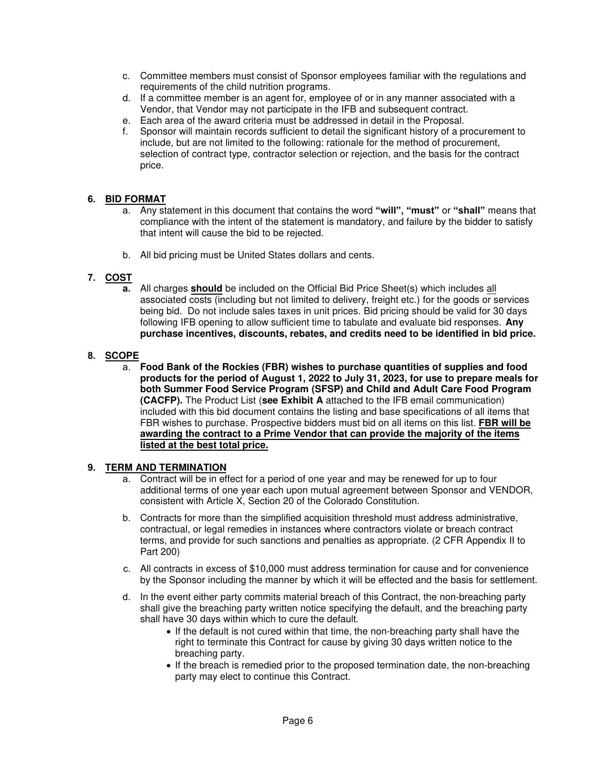c. Committee members must consist of Sponsor employees familiar with the regulations and requirements of the child nutrition programs.
d. If a committee member is an agent for, employee of or in any manner associated with a Vendor, that Vendor may not participate in the IFB and subsequent contract.
e. Each area of the award criteria must be addressed in detail in the Proposal.
f. Sponsor will maintain records sufficient to detail the significant history of a procurement to include, but are not limited to the following: rationale for the method of procurement, selection of contract type, contractor selection or rejection, and the basis for the contract price.

## 6. BID FORMAT

a. Any statement in this document that contains the word **"will", "must"** or **"shall"** means that compliance with the intent of the statement is mandatory, and failure by the bidder to satisfy that intent will cause the bid to be rejected.

b. All bid pricing must be United States dollars and cents.

## 7. COST

**a.** All charges **should** be included on the Official Bid Price Sheet(s) which includes all associated costs (including but not limited to delivery, freight etc.) for the goods or services being bid. Do not include sales taxes in unit prices. Bid pricing should be valid for 30 days following IFB opening to allow sufficient time to tabulate and evaluate bid responses. **Any purchase incentives, discounts, rebates, and credits need to be identified in bid price.**

## 8. SCOPE

a. **Food Bank of the Rockies (FBR) wishes to purchase quantities of supplies and food products for the period of August 1, 2022 to July 31, 2023, for use to prepare meals for both Summer Food Service Program (SFSP) and Child and Adult Care Food Program (CACFP).** The Product List (**see Exhibit A** attached to the IFB email communication) included with this bid document contains the listing and base specifications of all items that FBR wishes to purchase. Prospective bidders must bid on all items on this list. **FBR will be awarding the contract to a Prime Vendor that can provide the majority of the items listed at the best total price.**

## 9. TERM AND TERMINATION

a. Contract will be in effect for a period of one year and may be renewed for up to four additional terms of one year each upon mutual agreement between Sponsor and VENDOR, consistent with Article X, Section 20 of the Colorado Constitution.

b. Contracts for more than the simplified acquisition threshold must address administrative, contractual, or legal remedies in instances where contractors violate or breach contract terms, and provide for such sanctions and penalties as appropriate. (2 CFR Appendix II to Part 200)

c. All contracts in excess of $10,000 must address termination for cause and for convenience by the Sponsor including the manner by which it will be effected and the basis for settlement.

d. In the event either party commits material breach of this Contract, the non-breaching party shall give the breaching party written notice specifying the default, and the breaching party shall have 30 days within which to cure the default.
  - If the default is not cured within that time, the non-breaching party shall have the right to terminate this Contract for cause by giving 30 days written notice to the breaching party.
  - If the breach is remedied prior to the proposed termination date, the non-breaching party may elect to continue this Contract.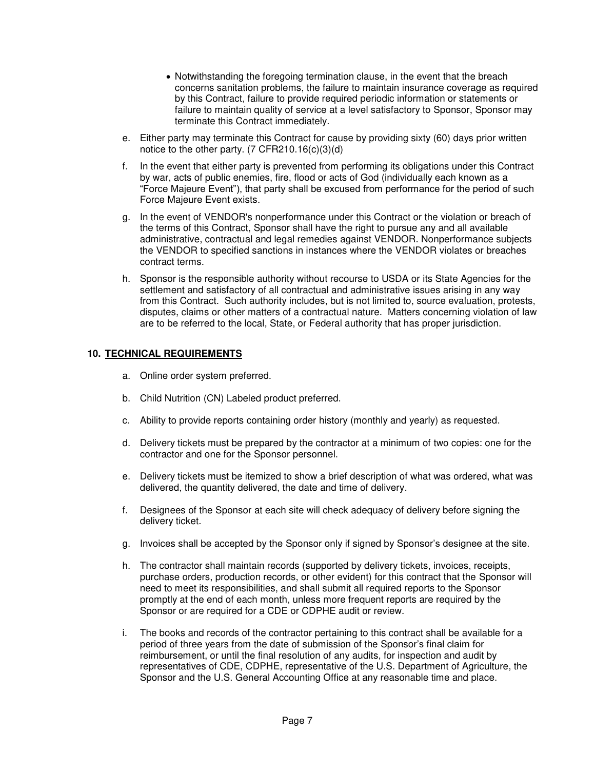- Notwithstanding the foregoing termination clause, in the event that the breach concerns sanitation problems, the failure to maintain insurance coverage as required by this Contract, failure to provide required periodic information or statements or failure to maintain quality of service at a level satisfactory to Sponsor, Sponsor may terminate this Contract immediately.

e. Either party may terminate this Contract for cause by providing sixty (60) days prior written notice to the other party. (7 CFR210.16(c)(3)(d)

f. In the event that either party is prevented from performing its obligations under this Contract by war, acts of public enemies, fire, flood or acts of God (individually each known as a "Force Majeure Event"), that party shall be excused from performance for the period of such Force Majeure Event exists.

g. In the event of VENDOR's nonperformance under this Contract or the violation or breach of the terms of this Contract, Sponsor shall have the right to pursue any and all available administrative, contractual and legal remedies against VENDOR. Nonperformance subjects the VENDOR to specified sanctions in instances where the VENDOR violates or breaches contract terms.

h. Sponsor is the responsible authority without recourse to USDA or its State Agencies for the settlement and satisfactory of all contractual and administrative issues arising in any way from this Contract. Such authority includes, but is not limited to, source evaluation, protests, disputes, claims or other matters of a contractual nature. Matters concerning violation of law are to be referred to the local, State, or Federal authority that has proper jurisdiction.

## 10. TECHNICAL REQUIREMENTS

a. Online order system preferred.

b. Child Nutrition (CN) Labeled product preferred.

c. Ability to provide reports containing order history (monthly and yearly) as requested.

d. Delivery tickets must be prepared by the contractor at a minimum of two copies: one for the contractor and one for the Sponsor personnel.

e. Delivery tickets must be itemized to show a brief description of what was ordered, what was delivered, the quantity delivered, the date and time of delivery.

f. Designees of the Sponsor at each site will check adequacy of delivery before signing the delivery ticket.

g. Invoices shall be accepted by the Sponsor only if signed by Sponsor's designee at the site.

h. The contractor shall maintain records (supported by delivery tickets, invoices, receipts, purchase orders, production records, or other evident) for this contract that the Sponsor will need to meet its responsibilities, and shall submit all required reports to the Sponsor promptly at the end of each month, unless more frequent reports are required by the Sponsor or are required for a CDE or CDPHE audit or review.

i. The books and records of the contractor pertaining to this contract shall be available for a period of three years from the date of submission of the Sponsor's final claim for reimbursement, or until the final resolution of any audits, for inspection and audit by representatives of CDE, CDPHE, representative of the U.S. Department of Agriculture, the Sponsor and the U.S. General Accounting Office at any reasonable time and place.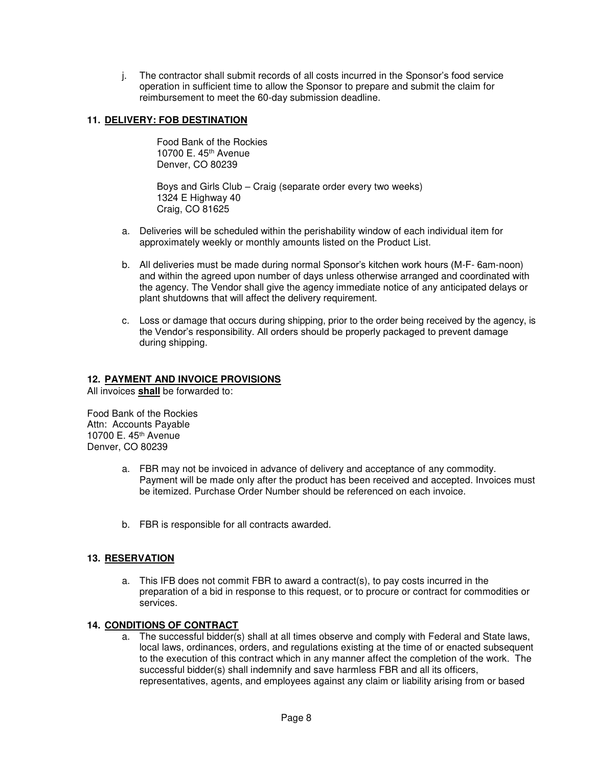j. The contractor shall submit records of all costs incurred in the Sponsor's food service operation in sufficient time to allow the Sponsor to prepare and submit the claim for reimbursement to meet the 60-day submission deadline.

### 11. DELIVERY: FOB DESTINATION

Food Bank of the Rockies
10700 E. 45th Avenue
Denver, CO 80239

Boys and Girls Club – Craig (separate order every two weeks)
1324 E Highway 40
Craig, CO 81625

a. Deliveries will be scheduled within the perishability window of each individual item for approximately weekly or monthly amounts listed on the Product List.

b. All deliveries must be made during normal Sponsor's kitchen work hours (M-F- 6am-noon) and within the agreed upon number of days unless otherwise arranged and coordinated with the agency. The Vendor shall give the agency immediate notice of any anticipated delays or plant shutdowns that will affect the delivery requirement.

c. Loss or damage that occurs during shipping, prior to the order being received by the agency, is the Vendor's responsibility. All orders should be properly packaged to prevent damage during shipping.

### 12. PAYMENT AND INVOICE PROVISIONS

All invoices **shall** be forwarded to:

Food Bank of the Rockies
Attn: Accounts Payable
10700 E. 45th Avenue
Denver, CO 80239

a. FBR may not be invoiced in advance of delivery and acceptance of any commodity. Payment will be made only after the product has been received and accepted. Invoices must be itemized. Purchase Order Number should be referenced on each invoice.

b. FBR is responsible for all contracts awarded.

### 13. RESERVATION

a. This IFB does not commit FBR to award a contract(s), to pay costs incurred in the preparation of a bid in response to this request, or to procure or contract for commodities or services.

### 14. CONDITIONS OF CONTRACT

a. The successful bidder(s) shall at all times observe and comply with Federal and State laws, local laws, ordinances, orders, and regulations existing at the time of or enacted subsequent to the execution of this contract which in any manner affect the completion of the work. The successful bidder(s) shall indemnify and save harmless FBR and all its officers, representatives, agents, and employees against any claim or liability arising from or based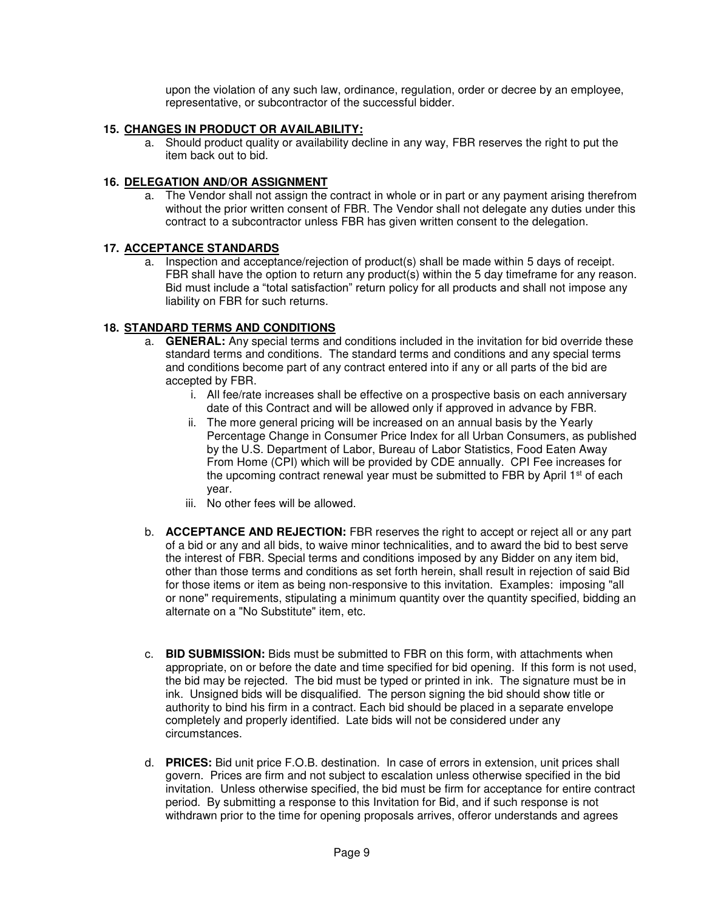upon the violation of any such law, ordinance, regulation, order or decree by an employee, representative, or subcontractor of the successful bidder.

**15. CHANGES IN PRODUCT OR AVAILABILITY:**

a. Should product quality or availability decline in any way, FBR reserves the right to put the item back out to bid.

**16. DELEGATION AND/OR ASSIGNMENT**

a. The Vendor shall not assign the contract in whole or in part or any payment arising therefrom without the prior written consent of FBR. The Vendor shall not delegate any duties under this contract to a subcontractor unless FBR has given written consent to the delegation.

**17. ACCEPTANCE STANDARDS**

a. Inspection and acceptance/rejection of product(s) shall be made within 5 days of receipt. FBR shall have the option to return any product(s) within the 5 day timeframe for any reason. Bid must include a "total satisfaction" return policy for all products and shall not impose any liability on FBR for such returns.

**18. STANDARD TERMS AND CONDITIONS**

a. **GENERAL:** Any special terms and conditions included in the invitation for bid override these standard terms and conditions. The standard terms and conditions and any special terms and conditions become part of any contract entered into if any or all parts of the bid are accepted by FBR.
   - i. All fee/rate increases shall be effective on a prospective basis on each anniversary date of this Contract and will be allowed only if approved in advance by FBR.
   - ii. The more general pricing will be increased on an annual basis by the Yearly Percentage Change in Consumer Price Index for all Urban Consumers, as published by the U.S. Department of Labor, Bureau of Labor Statistics, Food Eaten Away From Home (CPI) which will be provided by CDE annually. CPI Fee increases for the upcoming contract renewal year must be submitted to FBR by April 1st of each year.
   - iii. No other fees will be allowed.

b. **ACCEPTANCE AND REJECTION:** FBR reserves the right to accept or reject all or any part of a bid or any and all bids, to waive minor technicalities, and to award the bid to best serve the interest of FBR. Special terms and conditions imposed by any Bidder on any item bid, other than those terms and conditions as set forth herein, shall result in rejection of said Bid for those items or item as being non-responsive to this invitation. Examples: imposing "all or none" requirements, stipulating a minimum quantity over the quantity specified, bidding an alternate on a "No Substitute" item, etc.

c. **BID SUBMISSION:** Bids must be submitted to FBR on this form, with attachments when appropriate, on or before the date and time specified for bid opening. If this form is not used, the bid may be rejected. The bid must be typed or printed in ink. The signature must be in ink. Unsigned bids will be disqualified. The person signing the bid should show title or authority to bind his firm in a contract. Each bid should be placed in a separate envelope completely and properly identified. Late bids will not be considered under any circumstances.

d. **PRICES:** Bid unit price F.O.B. destination. In case of errors in extension, unit prices shall govern. Prices are firm and not subject to escalation unless otherwise specified in the bid invitation. Unless otherwise specified, the bid must be firm for acceptance for entire contract period. By submitting a response to this Invitation for Bid, and if such response is not withdrawn prior to the time for opening proposals arrives, offeror understands and agrees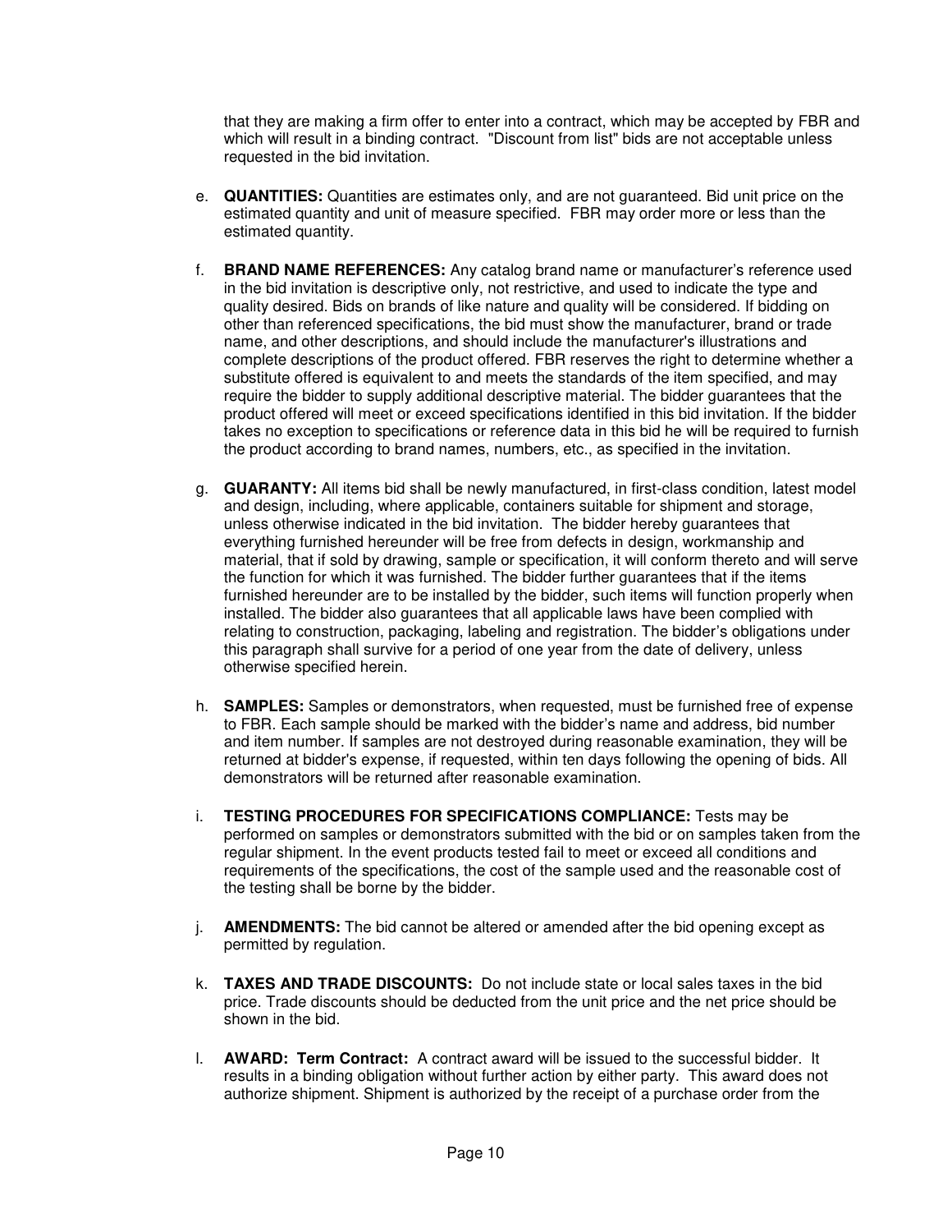that they are making a firm offer to enter into a contract, which may be accepted by FBR and which will result in a binding contract. "Discount from list" bids are not acceptable unless requested in the bid invitation.

e. **QUANTITIES:** Quantities are estimates only, and are not guaranteed. Bid unit price on the estimated quantity and unit of measure specified. FBR may order more or less than the estimated quantity.

f. **BRAND NAME REFERENCES:** Any catalog brand name or manufacturer's reference used in the bid invitation is descriptive only, not restrictive, and used to indicate the type and quality desired. Bids on brands of like nature and quality will be considered. If bidding on other than referenced specifications, the bid must show the manufacturer, brand or trade name, and other descriptions, and should include the manufacturer's illustrations and complete descriptions of the product offered. FBR reserves the right to determine whether a substitute offered is equivalent to and meets the standards of the item specified, and may require the bidder to supply additional descriptive material. The bidder guarantees that the product offered will meet or exceed specifications identified in this bid invitation. If the bidder takes no exception to specifications or reference data in this bid he will be required to furnish the product according to brand names, numbers, etc., as specified in the invitation.

g. **GUARANTY:** All items bid shall be newly manufactured, in first-class condition, latest model and design, including, where applicable, containers suitable for shipment and storage, unless otherwise indicated in the bid invitation. The bidder hereby guarantees that everything furnished hereunder will be free from defects in design, workmanship and material, that if sold by drawing, sample or specification, it will conform thereto and will serve the function for which it was furnished. The bidder further guarantees that if the items furnished hereunder are to be installed by the bidder, such items will function properly when installed. The bidder also guarantees that all applicable laws have been complied with relating to construction, packaging, labeling and registration. The bidder's obligations under this paragraph shall survive for a period of one year from the date of delivery, unless otherwise specified herein.

h. **SAMPLES:** Samples or demonstrators, when requested, must be furnished free of expense to FBR. Each sample should be marked with the bidder's name and address, bid number and item number. If samples are not destroyed during reasonable examination, they will be returned at bidder's expense, if requested, within ten days following the opening of bids. All demonstrators will be returned after reasonable examination.

i. **TESTING PROCEDURES FOR SPECIFICATIONS COMPLIANCE:** Tests may be performed on samples or demonstrators submitted with the bid or on samples taken from the regular shipment. In the event products tested fail to meet or exceed all conditions and requirements of the specifications, the cost of the sample used and the reasonable cost of the testing shall be borne by the bidder.

j. **AMENDMENTS:** The bid cannot be altered or amended after the bid opening except as permitted by regulation.

k. **TAXES AND TRADE DISCOUNTS:** Do not include state or local sales taxes in the bid price. Trade discounts should be deducted from the unit price and the net price should be shown in the bid.

l. **AWARD: Term Contract:** A contract award will be issued to the successful bidder. It results in a binding obligation without further action by either party. This award does not authorize shipment. Shipment is authorized by the receipt of a purchase order from the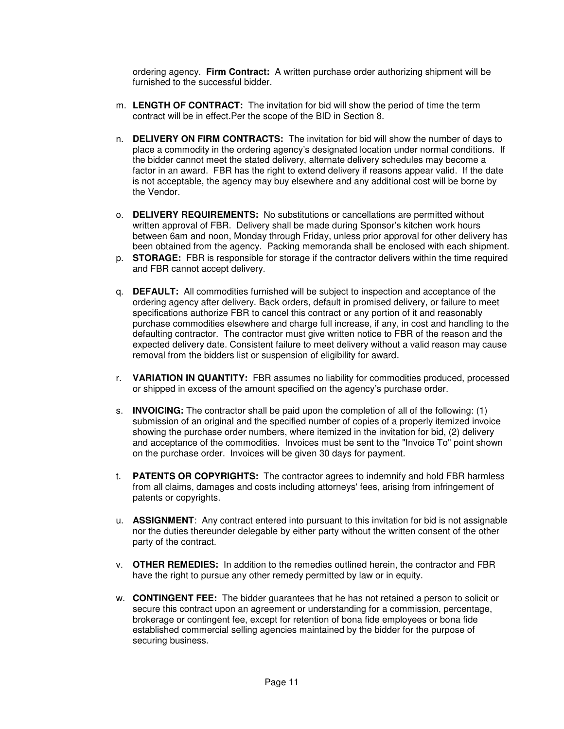ordering agency. **Firm Contract:** A written purchase order authorizing shipment will be furnished to the successful bidder.

m. **LENGTH OF CONTRACT:** The invitation for bid will show the period of time the term contract will be in effect.Per the scope of the BID in Section 8.

n. **DELIVERY ON FIRM CONTRACTS:** The invitation for bid will show the number of days to place a commodity in the ordering agency's designated location under normal conditions. If the bidder cannot meet the stated delivery, alternate delivery schedules may become a factor in an award. FBR has the right to extend delivery if reasons appear valid. If the date is not acceptable, the agency may buy elsewhere and any additional cost will be borne by the Vendor.

o. **DELIVERY REQUIREMENTS:** No substitutions or cancellations are permitted without written approval of FBR. Delivery shall be made during Sponsor's kitchen work hours between 6am and noon, Monday through Friday, unless prior approval for other delivery has been obtained from the agency. Packing memoranda shall be enclosed with each shipment.

p. **STORAGE:** FBR is responsible for storage if the contractor delivers within the time required and FBR cannot accept delivery.

q. **DEFAULT:** All commodities furnished will be subject to inspection and acceptance of the ordering agency after delivery. Back orders, default in promised delivery, or failure to meet specifications authorize FBR to cancel this contract or any portion of it and reasonably purchase commodities elsewhere and charge full increase, if any, in cost and handling to the defaulting contractor. The contractor must give written notice to FBR of the reason and the expected delivery date. Consistent failure to meet delivery without a valid reason may cause removal from the bidders list or suspension of eligibility for award.

r. **VARIATION IN QUANTITY:** FBR assumes no liability for commodities produced, processed or shipped in excess of the amount specified on the agency's purchase order.

s. **INVOICING:** The contractor shall be paid upon the completion of all of the following: (1) submission of an original and the specified number of copies of a properly itemized invoice showing the purchase order numbers, where itemized in the invitation for bid, (2) delivery and acceptance of the commodities. Invoices must be sent to the "Invoice To" point shown on the purchase order. Invoices will be given 30 days for payment.

t. **PATENTS OR COPYRIGHTS:** The contractor agrees to indemnify and hold FBR harmless from all claims, damages and costs including attorneys' fees, arising from infringement of patents or copyrights.

u. **ASSIGNMENT**: Any contract entered into pursuant to this invitation for bid is not assignable nor the duties thereunder delegable by either party without the written consent of the other party of the contract.

v. **OTHER REMEDIES:** In addition to the remedies outlined herein, the contractor and FBR have the right to pursue any other remedy permitted by law or in equity.

w. **CONTINGENT FEE:** The bidder guarantees that he has not retained a person to solicit or secure this contract upon an agreement or understanding for a commission, percentage, brokerage or contingent fee, except for retention of bona fide employees or bona fide established commercial selling agencies maintained by the bidder for the purpose of securing business.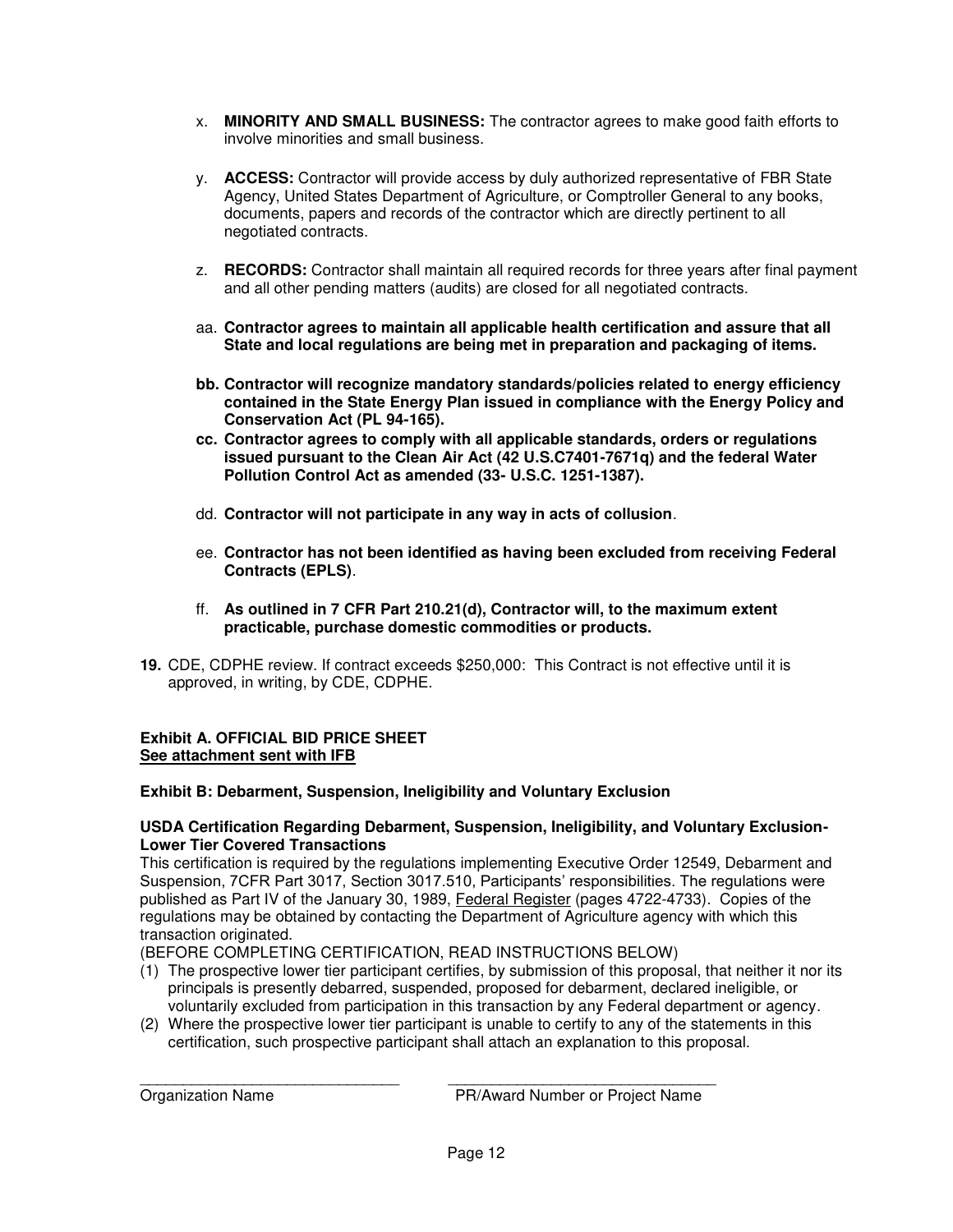x. **MINORITY AND SMALL BUSINESS:** The contractor agrees to make good faith efforts to involve minorities and small business.

y. **ACCESS:** Contractor will provide access by duly authorized representative of FBR State Agency, United States Department of Agriculture, or Comptroller General to any books, documents, papers and records of the contractor which are directly pertinent to all negotiated contracts.

z. **RECORDS:** Contractor shall maintain all required records for three years after final payment and all other pending matters (audits) are closed for all negotiated contracts.

aa. **Contractor agrees to maintain all applicable health certification and assure that all State and local regulations are being met in preparation and packaging of items.**

**bb. Contractor will recognize mandatory standards/policies related to energy efficiency contained in the State Energy Plan issued in compliance with the Energy Policy and Conservation Act (PL 94-165).**

**cc. Contractor agrees to comply with all applicable standards, orders or regulations issued pursuant to the Clean Air Act (42 U.S.C7401-7671q) and the federal Water Pollution Control Act as amended (33- U.S.C. 1251-1387).**

dd. **Contractor will not participate in any way in acts of collusion**.

ee. **Contractor has not been identified as having been excluded from receiving Federal Contracts (EPLS)**.

ff. **As outlined in 7 CFR Part 210.21(d), Contractor will, to the maximum extent practicable, purchase domestic commodities or products.**

**19.** CDE, CDPHE review. If contract exceeds $250,000: This Contract is not effective until it is approved, in writing, by CDE, CDPHE.

**Exhibit A. OFFICIAL BID PRICE SHEET**
**<u>See attachment sent with IFB</u>**

**Exhibit B: Debarment, Suspension, Ineligibility and Voluntary Exclusion**

**USDA Certification Regarding Debarment, Suspension, Ineligibility, and Voluntary Exclusion-Lower Tier Covered Transactions**

This certification is required by the regulations implementing Executive Order 12549, Debarment and Suspension, 7CFR Part 3017, Section 3017.510, Participants' responsibilities. The regulations were published as Part IV of the January 30, 1989, <u>Federal Register</u> (pages 4722-4733). Copies of the regulations may be obtained by contacting the Department of Agriculture agency with which this transaction originated.

(BEFORE COMPLETING CERTIFICATION, READ INSTRUCTIONS BELOW)

(1) The prospective lower tier participant certifies, by submission of this proposal, that neither it nor its principals is presently debarred, suspended, proposed for debarment, declared ineligible, or voluntarily excluded from participation in this transaction by any Federal department or agency.

(2) Where the prospective lower tier participant is unable to certify to any of the statements in this certification, such prospective participant shall attach an explanation to this proposal.

_______________________________ _______________________________
Organization Name PR/Award Number or Project Name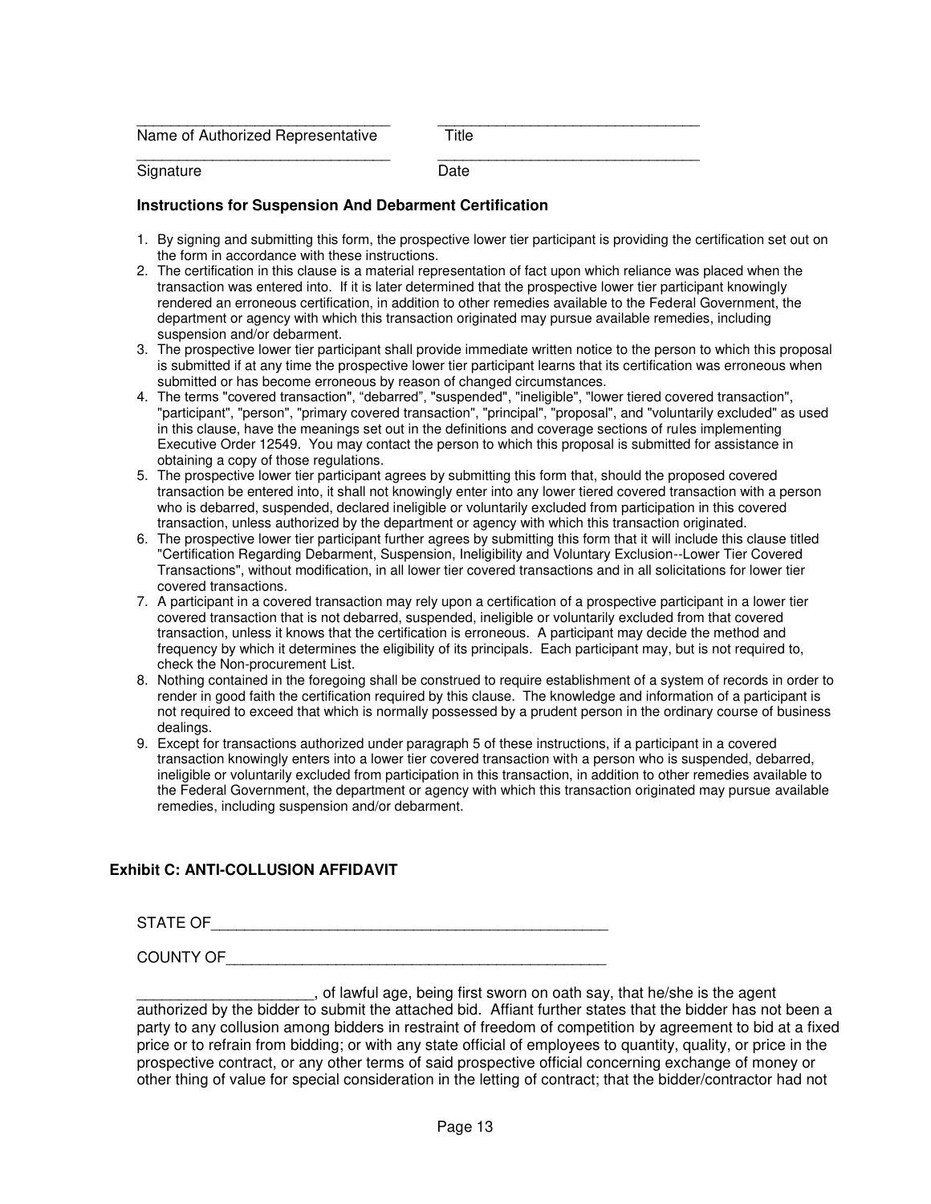_______________________________ _______________________________
Name of Authorized Representative Title

_______________________________ _______________________________
Signature Date

**Instructions for Suspension And Debarment Certification**

1. By signing and submitting this form, the prospective lower tier participant is providing the certification set out on the form in accordance with these instructions.
2. The certification in this clause is a material representation of fact upon which reliance was placed when the transaction was entered into. If it is later determined that the prospective lower tier participant knowingly rendered an erroneous certification, in addition to other remedies available to the Federal Government, the department or agency with which this transaction originated may pursue available remedies, including suspension and/or debarment.
3. The prospective lower tier participant shall provide immediate written notice to the person to which this proposal is submitted if at any time the prospective lower tier participant learns that its certification was erroneous when submitted or has become erroneous by reason of changed circumstances.
4. The terms "covered transaction", "debarred", "suspended", "ineligible", "lower tiered covered transaction", "participant", "person", "primary covered transaction", "principal", "proposal", and "voluntarily excluded" as used in this clause, have the meanings set out in the definitions and coverage sections of rules implementing Executive Order 12549. You may contact the person to which this proposal is submitted for assistance in obtaining a copy of those regulations.
5. The prospective lower tier participant agrees by submitting this form that, should the proposed covered transaction be entered into, it shall not knowingly enter into any lower tiered covered transaction with a person who is debarred, suspended, declared ineligible or voluntarily excluded from participation in this covered transaction, unless authorized by the department or agency with which this transaction originated.
6. The prospective lower tier participant further agrees by submitting this form that it will include this clause titled "Certification Regarding Debarment, Suspension, Ineligibility and Voluntary Exclusion--Lower Tier Covered Transactions", without modification, in all lower tier covered transactions and in all solicitations for lower tier covered transactions.
7. A participant in a covered transaction may rely upon a certification of a prospective participant in a lower tier covered transaction that is not debarred, suspended, ineligible or voluntarily excluded from that covered transaction, unless it knows that the certification is erroneous. A participant may decide the method and frequency by which it determines the eligibility of its principals. Each participant may, but is not required to, check the Non-procurement List.
8. Nothing contained in the foregoing shall be construed to require establishment of a system of records in order to render in good faith the certification required by this clause. The knowledge and information of a participant is not required to exceed that which is normally possessed by a prudent person in the ordinary course of business dealings.
9. Except for transactions authorized under paragraph 5 of these instructions, if a participant in a covered transaction knowingly enters into a lower tier covered transaction with a person who is suspended, debarred, ineligible or voluntarily excluded from participation in this transaction, in addition to other remedies available to the Federal Government, the department or agency with which this transaction originated may pursue available remedies, including suspension and/or debarment.

**Exhibit C: ANTI-COLLUSION AFFIDAVIT**

STATE OF_______________________________________________

COUNTY OF_____________________________________________

_____________________, of lawful age, being first sworn on oath say, that he/she is the agent authorized by the bidder to submit the attached bid. Affiant further states that the bidder has not been a party to any collusion among bidders in restraint of freedom of competition by agreement to bid at a fixed price or to refrain from bidding; or with any state official of employees to quantity, quality, or price in the prospective contract, or any other terms of said prospective official concerning exchange of money or other thing of value for special consideration in the letting of contract; that the bidder/contractor had not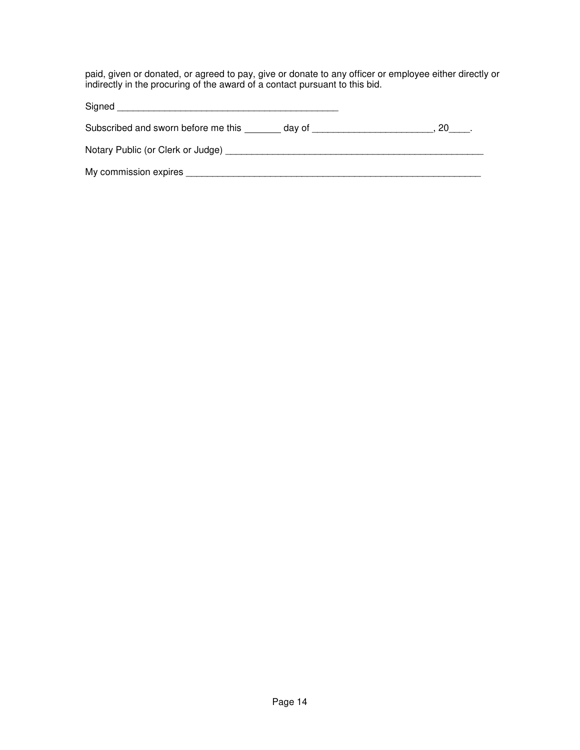paid, given or donated, or agreed to pay, give or donate to any officer or employee either directly or indirectly in the procuring of the award of a contact pursuant to this bid.

Signed ____________________________________________

Subscribed and sworn before me this _______ day of _______________________, 20____.

Notary Public (or Clerk or Judge) ____________________________________________________

My commission expires ___________________________________________________________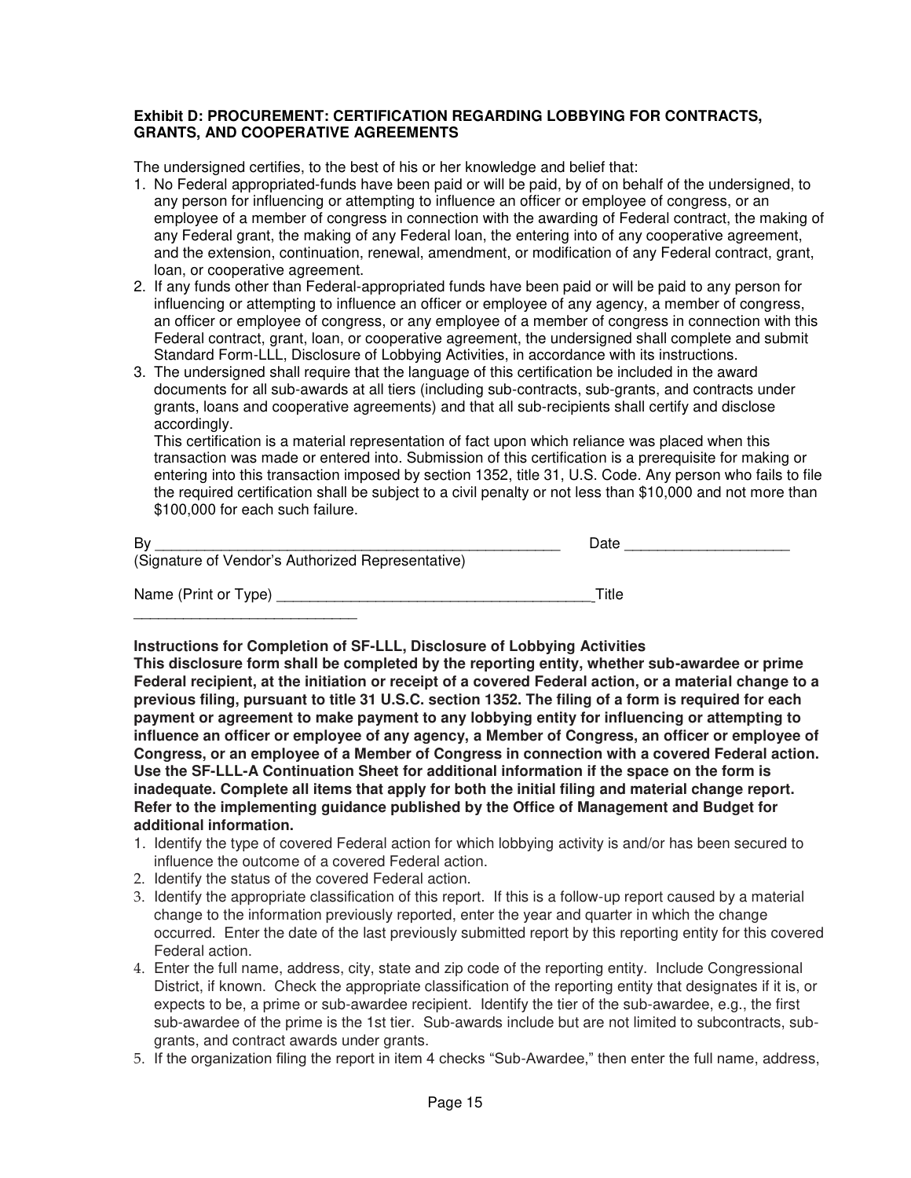**Exhibit D: PROCUREMENT: CERTIFICATION REGARDING LOBBYING FOR CONTRACTS, GRANTS, AND COOPERATIVE AGREEMENTS**

The undersigned certifies, to the best of his or her knowledge and belief that:

1. No Federal appropriated-funds have been paid or will be paid, by of on behalf of the undersigned, to any person for influencing or attempting to influence an officer or employee of congress, or an employee of a member of congress in connection with the awarding of Federal contract, the making of any Federal grant, the making of any Federal loan, the entering into of any cooperative agreement, and the extension, continuation, renewal, amendment, or modification of any Federal contract, grant, loan, or cooperative agreement.
2. If any funds other than Federal-appropriated funds have been paid or will be paid to any person for influencing or attempting to influence an officer or employee of any agency, a member of congress, an officer or employee of congress, or any employee of a member of congress in connection with this Federal contract, grant, loan, or cooperative agreement, the undersigned shall complete and submit Standard Form-LLL, Disclosure of Lobbying Activities, in accordance with its instructions.
3. The undersigned shall require that the language of this certification be included in the award documents for all sub-awards at all tiers (including sub-contracts, sub-grants, and contracts under grants, loans and cooperative agreements) and that all sub-recipients shall certify and disclose accordingly.

   This certification is a material representation of fact upon which reliance was placed when this transaction was made or entered into. Submission of this certification is a prerequisite for making or entering into this transaction imposed by section 1352, title 31, U.S. Code. Any person who fails to file the required certification shall be subject to a civil penalty or not less than $10,000 and not more than $100,000 for each such failure.

By \_\_\_\_\_\_\_\_\_\_\_\_\_\_\_\_\_\_\_\_\_\_\_\_\_\_\_\_\_\_\_\_\_\_\_\_\_\_\_\_\_\_\_\_\_\_\_\_\_\_\_ Date \_\_\_\_\_\_\_\_\_\_\_\_\_\_\_\_\_\_\_\_
(Signature of Vendor's Authorized Representative)

Name (Print or Type) \_\_\_\_\_\_\_\_\_\_\_\_\_\_\_\_\_\_\_\_\_\_\_\_\_\_\_\_\_\_\_\_\_\_\_\_\_\_\_\_ Title \_\_\_\_\_\_\_\_\_\_\_\_\_\_\_\_\_\_\_\_\_\_\_\_\_\_\_\_

**Instructions for Completion of SF-LLL, Disclosure of Lobbying Activities**

**This disclosure form shall be completed by the reporting entity, whether sub-awardee or prime Federal recipient, at the initiation or receipt of a covered Federal action, or a material change to a previous filing, pursuant to title 31 U.S.C. section 1352. The filing of a form is required for each payment or agreement to make payment to any lobbying entity for influencing or attempting to influence an officer or employee of any agency, a Member of Congress, an officer or employee of Congress, or an employee of a Member of Congress in connection with a covered Federal action. Use the SF-LLL-A Continuation Sheet for additional information if the space on the form is inadequate. Complete all items that apply for both the initial filing and material change report. Refer to the implementing guidance published by the Office of Management and Budget for additional information.**

1. Identify the type of covered Federal action for which lobbying activity is and/or has been secured to influence the outcome of a covered Federal action.
2. Identify the status of the covered Federal action.
3. Identify the appropriate classification of this report. If this is a follow-up report caused by a material change to the information previously reported, enter the year and quarter in which the change occurred. Enter the date of the last previously submitted report by this reporting entity for this covered Federal action.
4. Enter the full name, address, city, state and zip code of the reporting entity. Include Congressional District, if known. Check the appropriate classification of the reporting entity that designates if it is, or expects to be, a prime or sub-awardee recipient. Identify the tier of the sub-awardee, e.g., the first sub-awardee of the prime is the 1st tier. Sub-awards include but are not limited to subcontracts, sub-grants, and contract awards under grants.
5. If the organization filing the report in item 4 checks "Sub-Awardee," then enter the full name, address,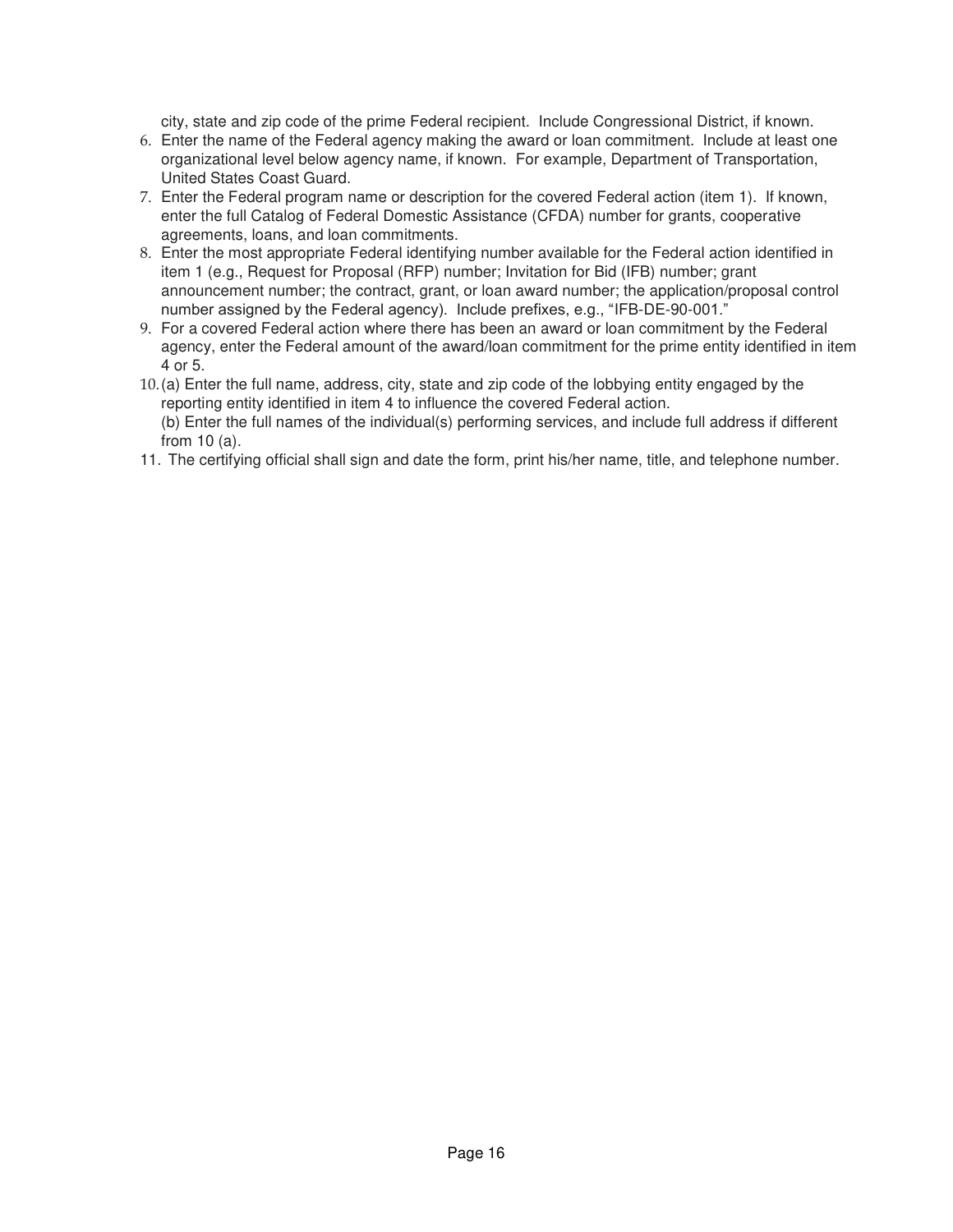city, state and zip code of the prime Federal recipient. Include Congressional District, if known.

6. Enter the name of the Federal agency making the award or loan commitment. Include at least one organizational level below agency name, if known. For example, Department of Transportation, United States Coast Guard.
7. Enter the Federal program name or description for the covered Federal action (item 1). If known, enter the full Catalog of Federal Domestic Assistance (CFDA) number for grants, cooperative agreements, loans, and loan commitments.
8. Enter the most appropriate Federal identifying number available for the Federal action identified in item 1 (e.g., Request for Proposal (RFP) number; Invitation for Bid (IFB) number; grant announcement number; the contract, grant, or loan award number; the application/proposal control number assigned by the Federal agency). Include prefixes, e.g., "IFB-DE-90-001."
9. For a covered Federal action where there has been an award or loan commitment by the Federal agency, enter the Federal amount of the award/loan commitment for the prime entity identified in item 4 or 5.
10. (a) Enter the full name, address, city, state and zip code of the lobbying entity engaged by the reporting entity identified in item 4 to influence the covered Federal action.
    (b) Enter the full names of the individual(s) performing services, and include full address if different from 10 (a).
11. The certifying official shall sign and date the form, print his/her name, title, and telephone number.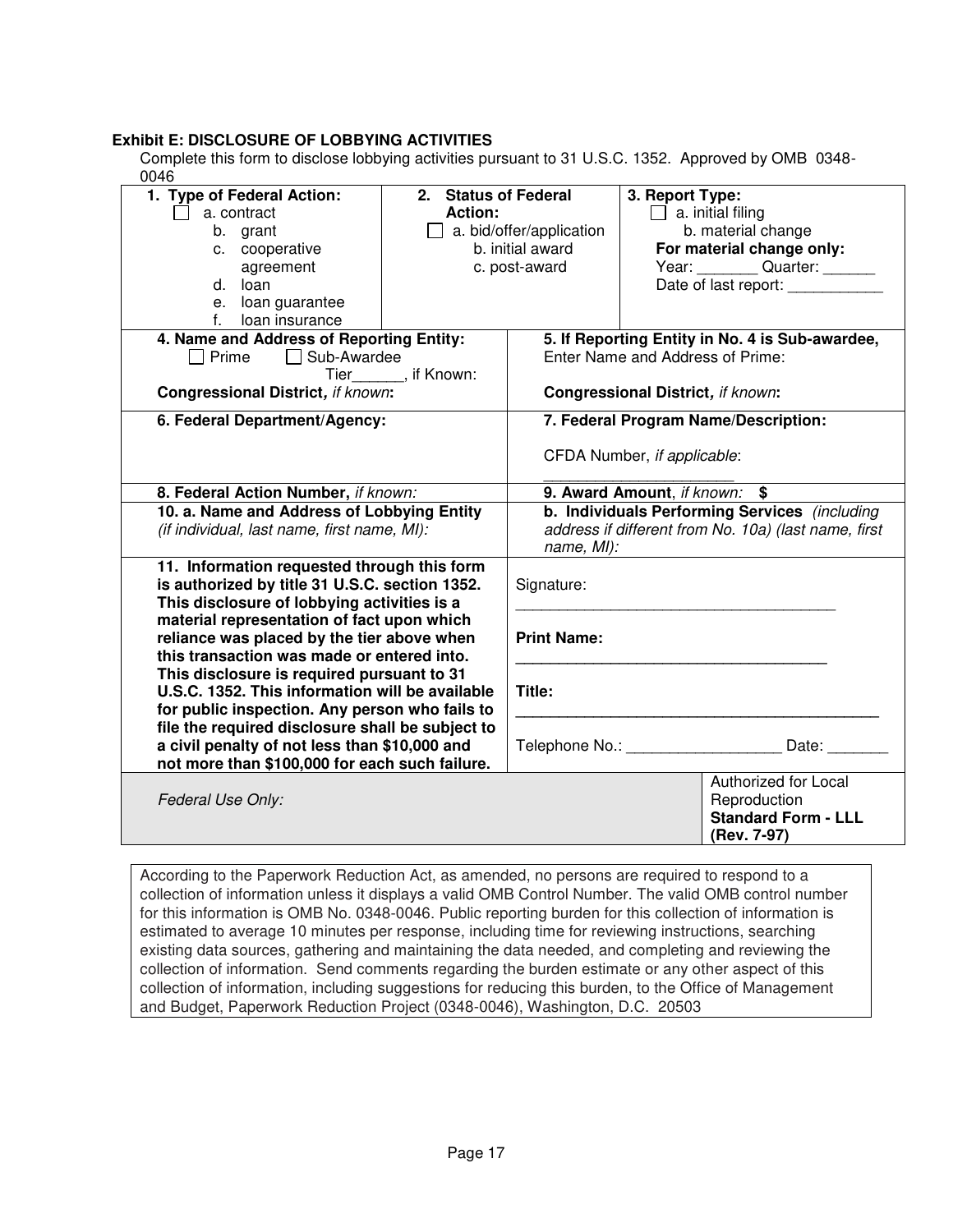**Exhibit E: DISCLOSURE OF LOBBYING ACTIVITIES**

Complete this form to disclose lobbying activities pursuant to 31 U.S.C. 1352. Approved by OMB 0348-0046

| **1. Type of Federal Action:** ☐ a. contract b. grant c. cooperative agreement d. loan e. loan guarantee f. loan insurance | **2. Status of Federal Action:** ☐ a. bid/offer/application b. initial award c. post-award | **3. Report Type:** ☐ a. initial filing b. material change **For material change only:** Year: _______ Quarter: ______ Date of last report: ___________ |
|---|---|---|

| | |
|---|---|
| **4. Name and Address of Reporting Entity:** ☐ Prime ☐ Sub-Awardee Tier______, if Known: **Congressional District,** *if known***:** | **5. If Reporting Entity in No. 4 is Sub-awardee,** Enter Name and Address of Prime: **Congressional District,** *if known***:** |
| **6. Federal Department/Agency:** | **7. Federal Program Name/Description:** CFDA Number, *if applicable*: _____________________ |
| **8. Federal Action Number,** *if known:* | **9. Award Amount**, *if known:* **$** |
| **10. a. Name and Address of Lobbying Entity** *(if individual, last name, first name, MI):* | **b. Individuals Performing Services** *(including address if different from No. 10a) (last name, first name, MI):* |
| **11. Information requested through this form is authorized by title 31 U.S.C. section 1352. This disclosure of lobbying activities is a material representation of fact upon which reliance was placed by the tier above when this transaction was made or entered into. This disclosure is required pursuant to 31 U.S.C. 1352. This information will be available for public inspection. Any person who fails to file the required disclosure shall be subject to a civil penalty of not less than $10,000 and not more than $100,000 for each such failure.** | Signature: _____________________________________ **Print Name:** _____________________________________ **Title:** _____________________________________ Telephone No.: __________________ Date: _______ |
| *Federal Use Only:* | Authorized for Local Reproduction **Standard Form - LLL (Rev. 7-97)** |

According to the Paperwork Reduction Act, as amended, no persons are required to respond to a collection of information unless it displays a valid OMB Control Number. The valid OMB control number for this information is OMB No. 0348-0046. Public reporting burden for this collection of information is estimated to average 10 minutes per response, including time for reviewing instructions, searching existing data sources, gathering and maintaining the data needed, and completing and reviewing the collection of information. Send comments regarding the burden estimate or any other aspect of this collection of information, including suggestions for reducing this burden, to the Office of Management and Budget, Paperwork Reduction Project (0348-0046), Washington, D.C. 20503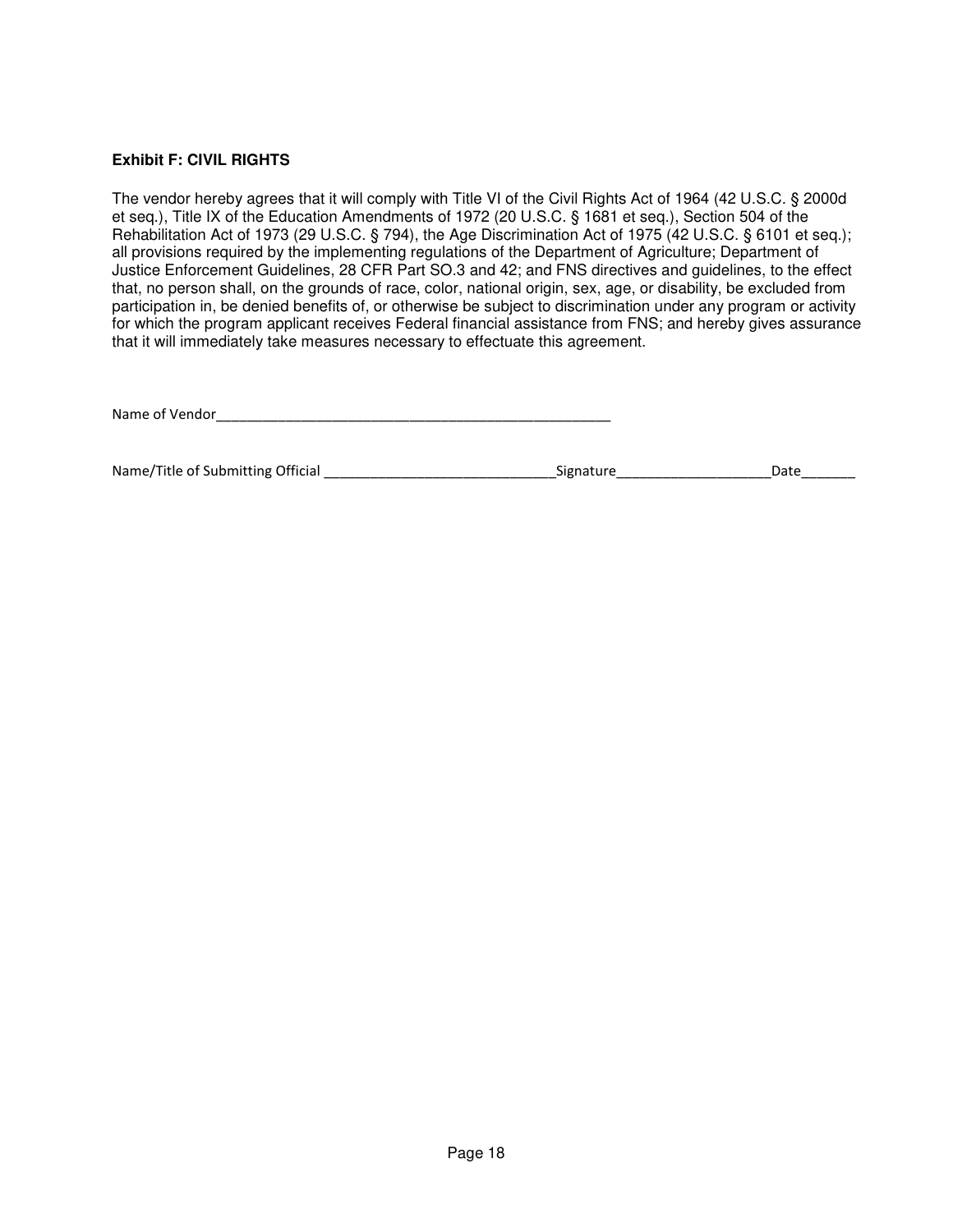**Exhibit F: CIVIL RIGHTS**

The vendor hereby agrees that it will comply with Title VI of the Civil Rights Act of 1964 (42 U.S.C. § 2000d et seq.), Title IX of the Education Amendments of 1972 (20 U.S.C. § 1681 et seq.), Section 504 of the Rehabilitation Act of 1973 (29 U.S.C. § 794), the Age Discrimination Act of 1975 (42 U.S.C. § 6101 et seq.); all provisions required by the implementing regulations of the Department of Agriculture; Department of Justice Enforcement Guidelines, 28 CFR Part SO.3 and 42; and FNS directives and guidelines, to the effect that, no person shall, on the grounds of race, color, national origin, sex, age, or disability, be excluded from participation in, be denied benefits of, or otherwise be subject to discrimination under any program or activity for which the program applicant receives Federal financial assistance from FNS; and hereby gives assurance that it will immediately take measures necessary to effectuate this agreement.

Name of Vendor_____________________________________________________

Name/Title of Submitting Official ______________________________Signature____________________Date_______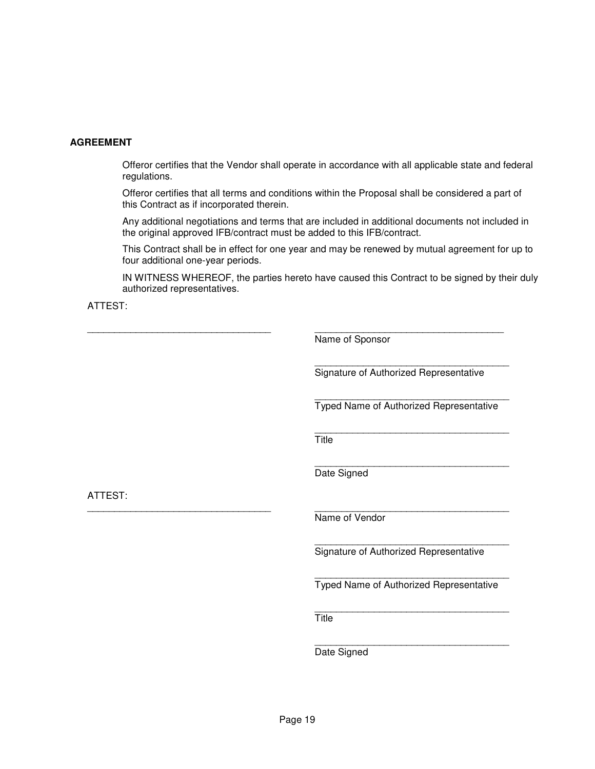**AGREEMENT**

Offeror certifies that the Vendor shall operate in accordance with all applicable state and federal regulations.

Offeror certifies that all terms and conditions within the Proposal shall be considered a part of this Contract as if incorporated therein.

Any additional negotiations and terms that are included in additional documents not included in the original approved IFB/contract must be added to this IFB/contract.

This Contract shall be in effect for one year and may be renewed by mutual agreement for up to four additional one-year periods.

IN WITNESS WHEREOF, the parties hereto have caused this Contract to be signed by their duly authorized representatives.

ATTEST:

___________________________________ ___________________________________
Name of Sponsor

___________________________________
Signature of Authorized Representative

___________________________________
Typed Name of Authorized Representative

___________________________________
Title

___________________________________
Date Signed

ATTEST:

___________________________________ ___________________________________
Name of Vendor

___________________________________
Signature of Authorized Representative

___________________________________
Typed Name of Authorized Representative

___________________________________
Title

___________________________________
Date Signed